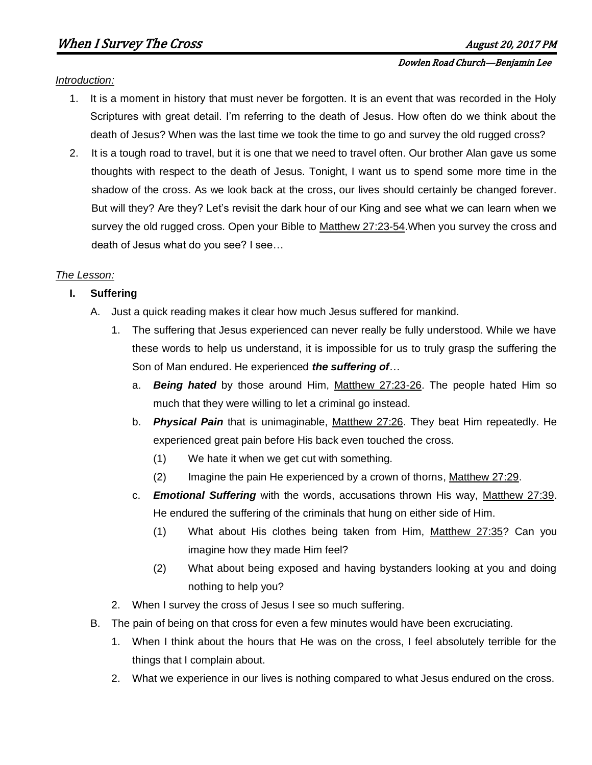# When I Survey The Cross

**August 20, 2017 PM**

**Dowlen Road Church—Benjamin Lee**

*Introduction:*

1. It is a moment in history that must never be forgotten. It is an event that was recorded in the Holy Scriptures with great detail. I'm referring to the death of Jesus. How often do we think about the death of Jesus? When was the last time we took the time to go and survey the old rugged cross?
2. It is a tough road to travel, but it is one that we need to travel often. Our brother Alan gave us some thoughts with respect to the death of Jesus. Tonight, I want us to spend some more time in the shadow of the cross. As we look back at the cross, our lives should certainly be changed forever. But will they? Are they? Let's revisit the dark hour of our King and see what we can learn when we survey the old rugged cross. Open your Bible to Matthew 27:23-54.When you survey the cross and death of Jesus what do you see? I see…

*The Lesson:*

- **I. Suffering**
  - A. Just a quick reading makes it clear how much Jesus suffered for mankind.
    - 1. The suffering that Jesus experienced can never really be fully understood. While we have these words to help us understand, it is impossible for us to truly grasp the suffering the Son of Man endured. He experienced ***the suffering of***…
      - a. ***Being hated*** by those around Him, Matthew 27:23-26. The people hated Him so much that they were willing to let a criminal go instead.
      - b. ***Physical Pain*** that is unimaginable, Matthew 27:26. They beat Him repeatedly. He experienced great pain before His back even touched the cross.
        - (1) We hate it when we get cut with something.
        - (2) Imagine the pain He experienced by a crown of thorns, Matthew 27:29.
      - c. ***Emotional Suffering*** with the words, accusations thrown His way, Matthew 27:39. He endured the suffering of the criminals that hung on either side of Him.
        - (1) What about His clothes being taken from Him, Matthew 27:35? Can you imagine how they made Him feel?
        - (2) What about being exposed and having bystanders looking at you and doing nothing to help you?
    - 2. When I survey the cross of Jesus I see so much suffering.
  - B. The pain of being on that cross for even a few minutes would have been excruciating.
    - 1. When I think about the hours that He was on the cross, I feel absolutely terrible for the things that I complain about.
    - 2. What we experience in our lives is nothing compared to what Jesus endured on the cross.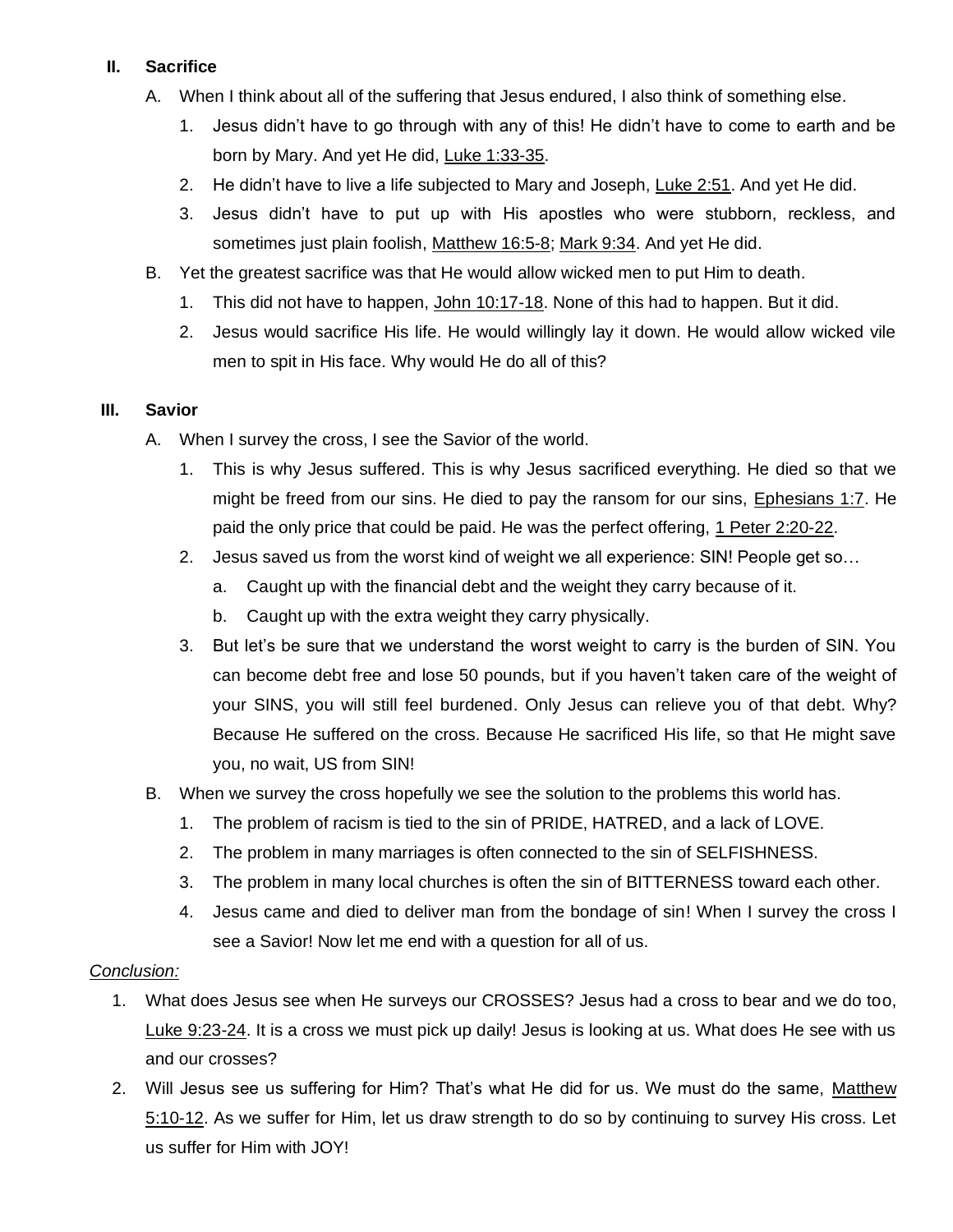## II. Sacrifice

A. When I think about all of the suffering that Jesus endured, I also think of something else.

1. Jesus didn't have to go through with any of this! He didn't have to come to earth and be born by Mary. And yet He did, Luke 1:33-35.
2. He didn't have to live a life subjected to Mary and Joseph, Luke 2:51. And yet He did.
3. Jesus didn't have to put up with His apostles who were stubborn, reckless, and sometimes just plain foolish, Matthew 16:5-8; Mark 9:34. And yet He did.

B. Yet the greatest sacrifice was that He would allow wicked men to put Him to death.

1. This did not have to happen, John 10:17-18. None of this had to happen. But it did.
2. Jesus would sacrifice His life. He would willingly lay it down. He would allow wicked vile men to spit in His face. Why would He do all of this?

## III. Savior

A. When I survey the cross, I see the Savior of the world.

1. This is why Jesus suffered. This is why Jesus sacrificed everything. He died so that we might be freed from our sins. He died to pay the ransom for our sins, Ephesians 1:7. He paid the only price that could be paid. He was the perfect offering, 1 Peter 2:20-22.
2. Jesus saved us from the worst kind of weight we all experience: SIN! People get so…
   a. Caught up with the financial debt and the weight they carry because of it.
   b. Caught up with the extra weight they carry physically.
3. But let's be sure that we understand the worst weight to carry is the burden of SIN. You can become debt free and lose 50 pounds, but if you haven't taken care of the weight of your SINS, you will still feel burdened. Only Jesus can relieve you of that debt. Why? Because He suffered on the cross. Because He sacrificed His life, so that He might save you, no wait, US from SIN!

B. When we survey the cross hopefully we see the solution to the problems this world has.

1. The problem of racism is tied to the sin of PRIDE, HATRED, and a lack of LOVE.
2. The problem in many marriages is often connected to the sin of SELFISHNESS.
3. The problem in many local churches is often the sin of BITTERNESS toward each other.
4. Jesus came and died to deliver man from the bondage of sin! When I survey the cross I see a Savior! Now let me end with a question for all of us.

*Conclusion:*

1. What does Jesus see when He surveys our CROSSES? Jesus had a cross to bear and we do too, Luke 9:23-24. It is a cross we must pick up daily! Jesus is looking at us. What does He see with us and our crosses?
2. Will Jesus see us suffering for Him? That's what He did for us. We must do the same, Matthew 5:10-12. As we suffer for Him, let us draw strength to do so by continuing to survey His cross. Let us suffer for Him with JOY!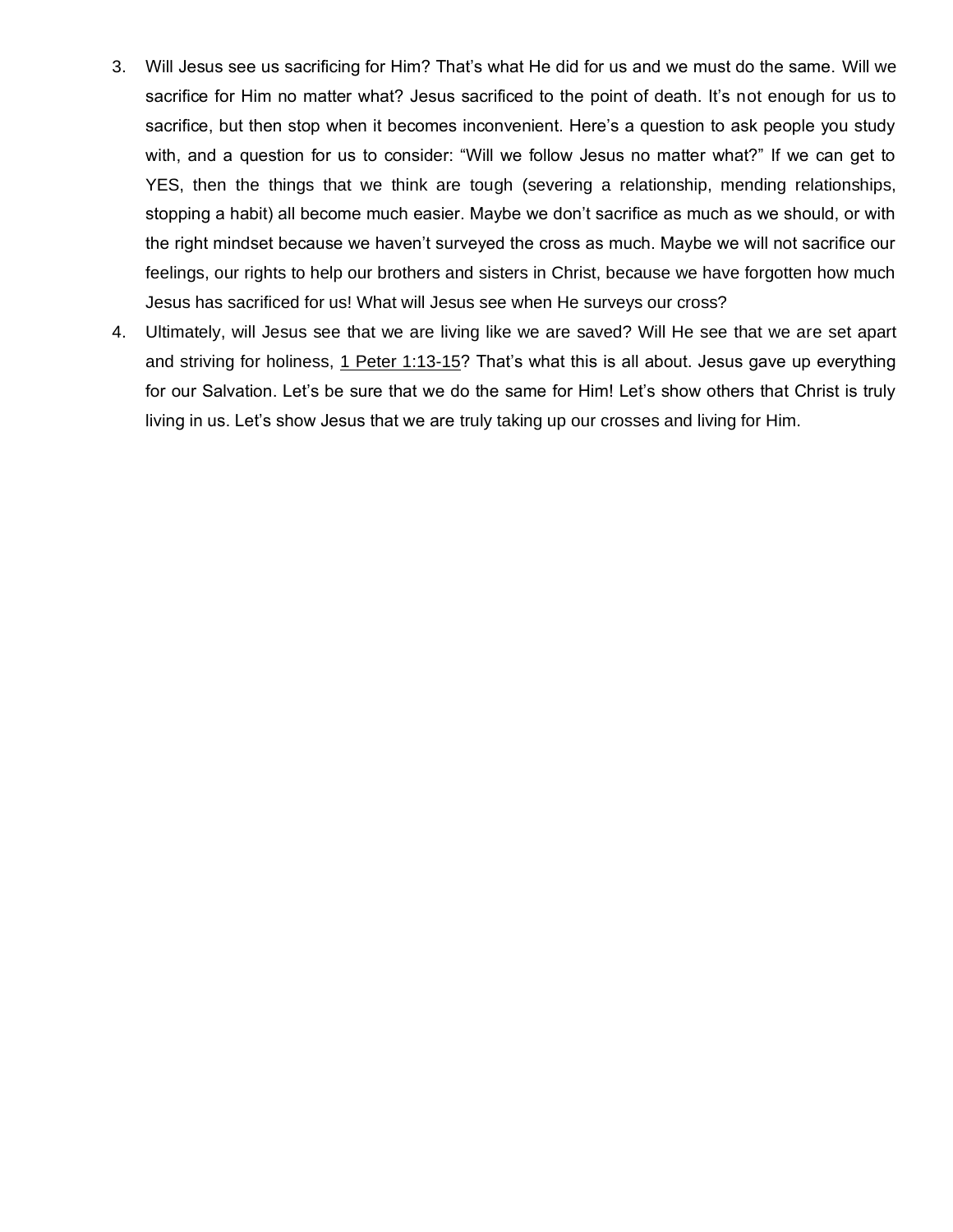3. Will Jesus see us sacrificing for Him? That's what He did for us and we must do the same. Will we sacrifice for Him no matter what? Jesus sacrificed to the point of death. It's not enough for us to sacrifice, but then stop when it becomes inconvenient. Here's a question to ask people you study with, and a question for us to consider: "Will we follow Jesus no matter what?" If we can get to YES, then the things that we think are tough (severing a relationship, mending relationships, stopping a habit) all become much easier. Maybe we don't sacrifice as much as we should, or with the right mindset because we haven't surveyed the cross as much. Maybe we will not sacrifice our feelings, our rights to help our brothers and sisters in Christ, because we have forgotten how much Jesus has sacrificed for us! What will Jesus see when He surveys our cross?
4. Ultimately, will Jesus see that we are living like we are saved? Will He see that we are set apart and striving for holiness, 1 Peter 1:13-15? That's what this is all about. Jesus gave up everything for our Salvation. Let's be sure that we do the same for Him! Let's show others that Christ is truly living in us. Let's show Jesus that we are truly taking up our crosses and living for Him.